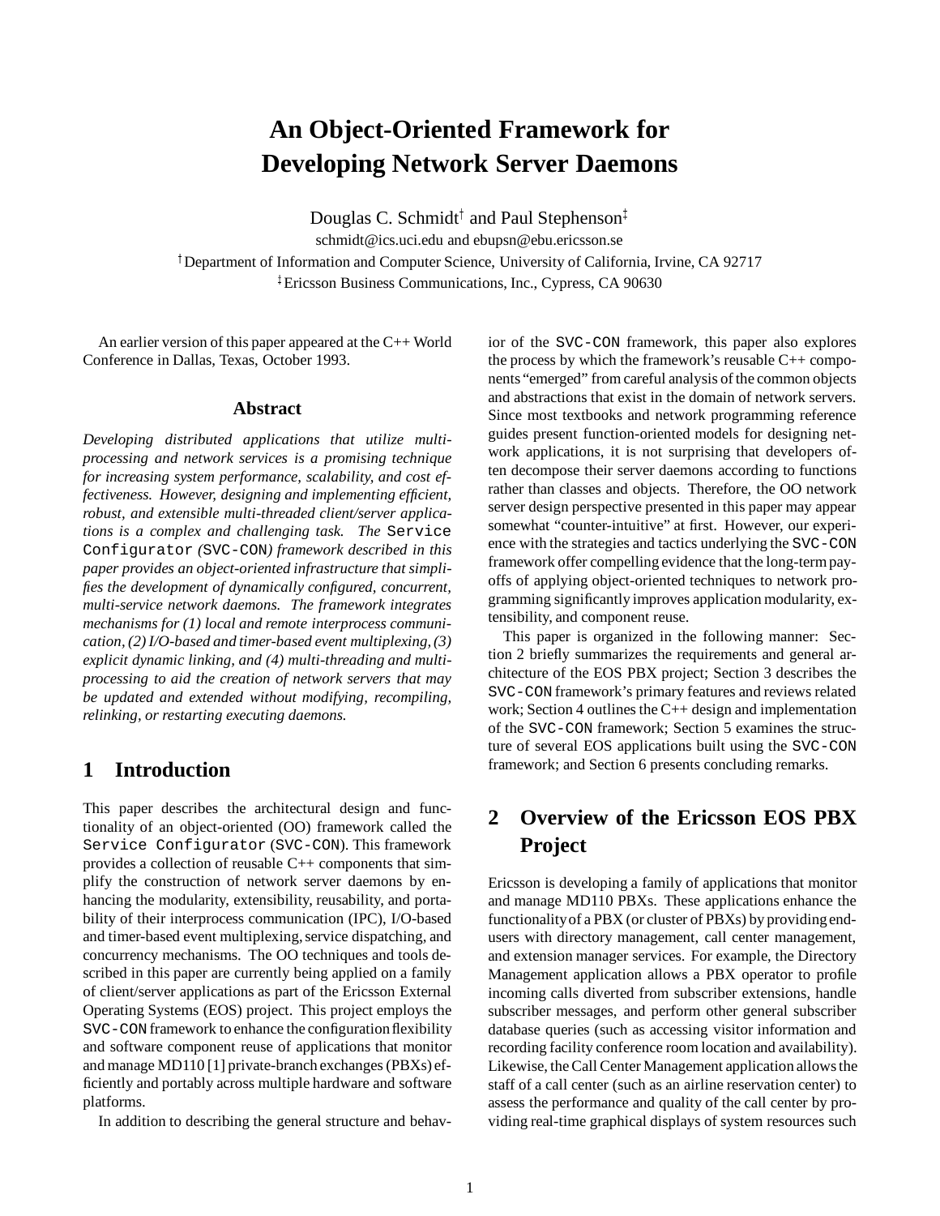# An Object-Oriented Framework for Developing Network Server Daemons

Douglas C. Schmidt[†] and Paul Stephenson[‡]

schmidt@ics.uci.edu and ebupsn@ebu.ericsson.se

[†]Department of Information and Computer Science, University of California, Irvine, CA 92717

[‡]Ericsson Business Communications, Inc., Cypress, CA 90630

An earlier version of this paper appeared at the C++ World Conference in Dallas, Texas, October 1993.

### Abstract

*Developing distributed applications that utilize multi-processing and network services is a promising technique for increasing system performance, scalability, and cost effectiveness. However, designing and implementing efficient, robust, and extensible multi-threaded client/server applications is a complex and challenging task. The* `Service Configurator` *(*`SVC-CON`*) framework described in this paper provides an object-oriented infrastructure that simplifies the development of dynamically configured, concurrent, multi-service network daemons. The framework integrates mechanisms for (1) local and remote interprocess communication, (2) I/O-based and timer-based event multiplexing, (3) explicit dynamic linking, and (4) multi-threading and multi-processing to aid the creation of network servers that may be updated and extended without modifying, recompiling, relinking, or restarting executing daemons.*

## 1 Introduction

This paper describes the architectural design and functionality of an object-oriented (OO) framework called the `Service Configurator` (`SVC-CON`). This framework provides a collection of reusable C++ components that simplify the construction of network server daemons by enhancing the modularity, extensibility, reusability, and portability of their interprocess communication (IPC), I/O-based and timer-based event multiplexing, service dispatching, and concurrency mechanisms. The OO techniques and tools described in this paper are currently being applied on a family of client/server applications as part of the Ericsson External Operating Systems (EOS) project. This project employs the `SVC-CON` framework to enhance the configuration flexibility and software component reuse of applications that monitor and manage MD110 [1] private-branch exchanges (PBXs) efficiently and portably across multiple hardware and software platforms.

In addition to describing the general structure and behavior of the `SVC-CON` framework, this paper also explores the process by which the framework's reusable C++ components "emerged" from careful analysis of the common objects and abstractions that exist in the domain of network servers. Since most textbooks and network programming reference guides present function-oriented models for designing network applications, it is not surprising that developers often decompose their server daemons according to functions rather than classes and objects. Therefore, the OO network server design perspective presented in this paper may appear somewhat "counter-intuitive" at first. However, our experience with the strategies and tactics underlying the `SVC-CON` framework offer compelling evidence that the long-term payoffs of applying object-oriented techniques to network programming significantly improves application modularity, extensibility, and component reuse.

This paper is organized in the following manner: Section 2 briefly summarizes the requirements and general architecture of the EOS PBX project; Section 3 describes the `SVC-CON` framework's primary features and reviews related work; Section 4 outlines the C++ design and implementation of the `SVC-CON` framework; Section 5 examines the structure of several EOS applications built using the `SVC-CON` framework; and Section 6 presents concluding remarks.

## 2 Overview of the Ericsson EOS PBX Project

Ericsson is developing a family of applications that monitor and manage MD110 PBXs. These applications enhance the functionality of a PBX (or cluster of PBXs) by providing end-users with directory management, call center management, and extension manager services. For example, the Directory Management application allows a PBX operator to profile incoming calls diverted from subscriber extensions, handle subscriber messages, and perform other general subscriber database queries (such as accessing visitor information and recording facility conference room location and availability). Likewise, the Call Center Management application allows the staff of a call center (such as an airline reservation center) to assess the performance and quality of the call center by providing real-time graphical displays of system resources such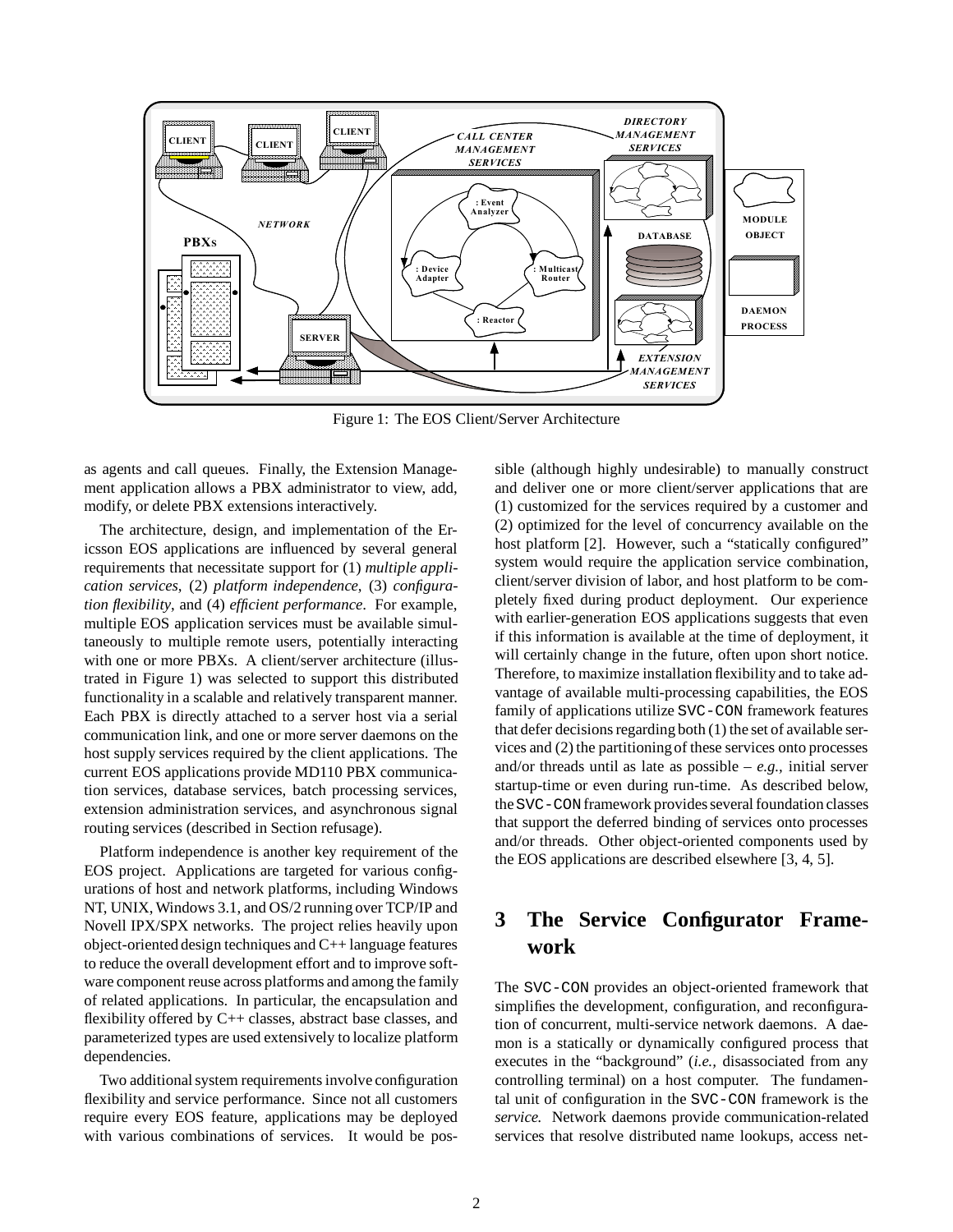Figure 1: The EOS Client/Server Architecture

as agents and call queues. Finally, the Extension Management application allows a PBX administrator to view, add, modify, or delete PBX extensions interactively.

The architecture, design, and implementation of the Ericsson EOS applications are influenced by several general requirements that necessitate support for (1) *multiple application services*, (2) *platform independence*, (3) *configuration flexibility*, and (4) *efficient performance*. For example, multiple EOS application services must be available simultaneously to multiple remote users, potentially interacting with one or more PBXs. A client/server architecture (illustrated in Figure 1) was selected to support this distributed functionality in a scalable and relatively transparent manner. Each PBX is directly attached to a server host via a serial communication link, and one or more server daemons on the host supply services required by the client applications. The current EOS applications provide MD110 PBX communication services, database services, batch processing services, extension administration services, and asynchronous signal routing services (described in Section refusage).

Platform independence is another key requirement of the EOS project. Applications are targeted for various configurations of host and network platforms, including Windows NT, UNIX, Windows 3.1, and OS/2 running over TCP/IP and Novell IPX/SPX networks. The project relies heavily upon object-oriented design techniques and C++ language features to reduce the overall development effort and to improve software component reuse across platforms and among the family of related applications. In particular, the encapsulation and flexibility offered by C++ classes, abstract base classes, and parameterized types are used extensively to localize platform dependencies.

Two additional system requirements involve configuration flexibility and service performance. Since not all customers require every EOS feature, applications may be deployed with various combinations of services. It would be possible (although highly undesirable) to manually construct and deliver one or more client/server applications that are (1) customized for the services required by a customer and (2) optimized for the level of concurrency available on the host platform [2]. However, such a "statically configured" system would require the application service combination, client/server division of labor, and host platform to be completely fixed during product deployment. Our experience with earlier-generation EOS applications suggests that even if this information is available at the time of deployment, it will certainly change in the future, often upon short notice. Therefore, to maximize installation flexibility and to take advantage of available multi-processing capabilities, the EOS family of applications utilize SVC-CON framework features that defer decisions regarding both (1) the set of available services and (2) the partitioning of these services onto processes and/or threads until as late as possible – *e.g.,* initial server startup-time or even during run-time. As described below, the SVC-CON framework provides several foundation classes that support the deferred binding of services onto processes and/or threads. Other object-oriented components used by the EOS applications are described elsewhere [3, 4, 5].

# 3 The Service Configurator Framework

The SVC-CON provides an object-oriented framework that simplifies the development, configuration, and reconfiguration of concurrent, multi-service network daemons. A daemon is a statically or dynamically configured process that executes in the "background" (*i.e.,* disassociated from any controlling terminal) on a host computer. The fundamental unit of configuration in the SVC-CON framework is the *service*. Network daemons provide communication-related services that resolve distributed name lookups, access net-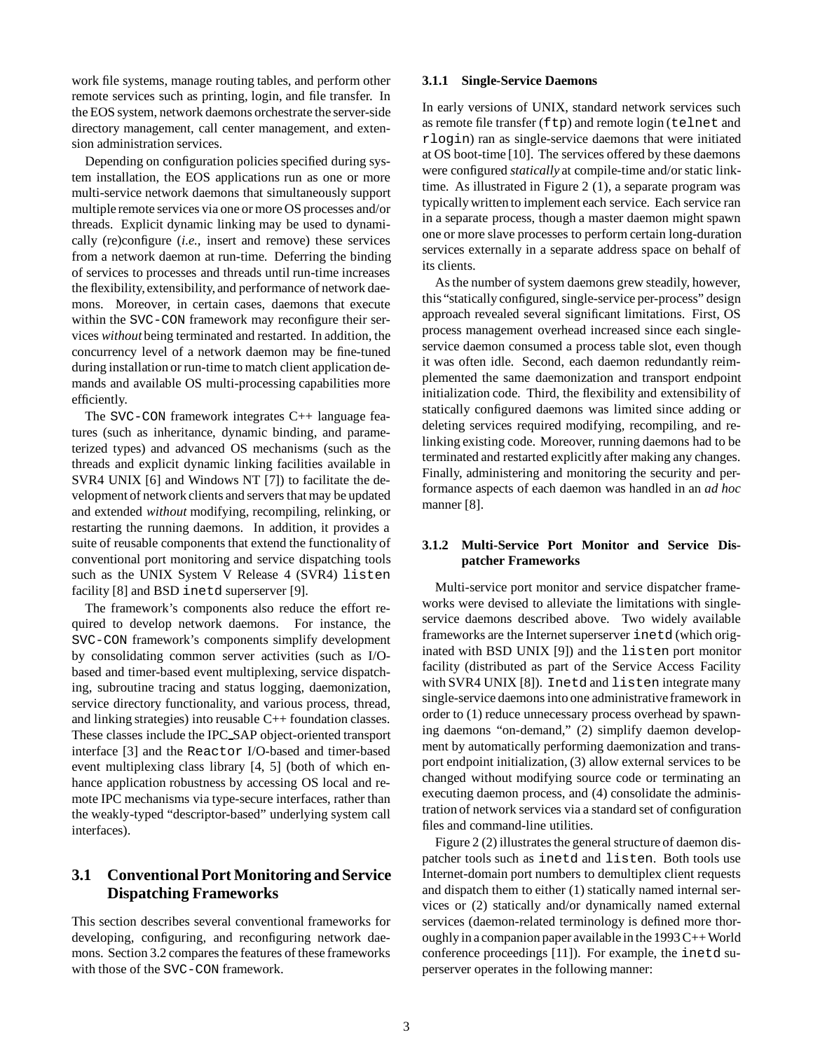work file systems, manage routing tables, and perform other remote services such as printing, login, and file transfer. In the EOS system, network daemons orchestrate the server-side directory management, call center management, and extension administration services.

Depending on configuration policies specified during system installation, the EOS applications run as one or more multi-service network daemons that simultaneously support multiple remote services via one or more OS processes and/or threads. Explicit dynamic linking may be used to dynamically (re)configure (*i.e.*, insert and remove) these services from a network daemon at run-time. Deferring the binding of services to processes and threads until run-time increases the flexibility, extensibility, and performance of network daemons. Moreover, in certain cases, daemons that execute within the `SVC-CON` framework may reconfigure their services *without* being terminated and restarted. In addition, the concurrency level of a network daemon may be fine-tuned during installation or run-time to match client application demands and available OS multi-processing capabilities more efficiently.

The `SVC-CON` framework integrates C++ language features (such as inheritance, dynamic binding, and parameterized types) and advanced OS mechanisms (such as the threads and explicit dynamic linking facilities available in SVR4 UNIX [6] and Windows NT [7]) to facilitate the development of network clients and servers that may be updated and extended *without* modifying, recompiling, relinking, or restarting the running daemons. In addition, it provides a suite of reusable components that extend the functionality of conventional port monitoring and service dispatching tools such as the UNIX System V Release 4 (SVR4) `listen` facility [8] and BSD `inetd` superserver [9].

The framework's components also reduce the effort required to develop network daemons. For instance, the `SVC-CON` framework's components simplify development by consolidating common server activities (such as I/O-based and timer-based event multiplexing, service dispatching, subroutine tracing and status logging, daemonization, service directory functionality, and various process, thread, and linking strategies) into reusable C++ foundation classes. These classes include the IPC_SAP object-oriented transport interface [3] and the `Reactor` I/O-based and timer-based event multiplexing class library [4, 5] (both of which enhance application robustness by accessing OS local and remote IPC mechanisms via type-secure interfaces, rather than the weakly-typed "descriptor-based" underlying system call interfaces).

## 3.1 Conventional Port Monitoring and Service Dispatching Frameworks

This section describes several conventional frameworks for developing, configuring, and reconfiguring network daemons. Section 3.2 compares the features of these frameworks with those of the `SVC-CON` framework.

### 3.1.1 Single-Service Daemons

In early versions of UNIX, standard network services such as remote file transfer (`ftp`) and remote login (`telnet` and `rlogin`) ran as single-service daemons that were initiated at OS boot-time [10]. The services offered by these daemons were configured *statically* at compile-time and/or static link-time. As illustrated in Figure 2 (1), a separate program was typically written to implement each service. Each service ran in a separate process, though a master daemon might spawn one or more slave processes to perform certain long-duration services externally in a separate address space on behalf of its clients.

As the number of system daemons grew steadily, however, this "statically configured, single-service per-process" design approach revealed several significant limitations. First, OS process management overhead increased since each single-service daemon consumed a process table slot, even though it was often idle. Second, each daemon redundantly reimplemented the same daemonization and transport endpoint initialization code. Third, the flexibility and extensibility of statically configured daemons was limited since adding or deleting services required modifying, recompiling, and relinking existing code. Moreover, running daemons had to be terminated and restarted explicitly after making any changes. Finally, administering and monitoring the security and performance aspects of each daemon was handled in an *ad hoc* manner [8].

### 3.1.2 Multi-Service Port Monitor and Service Dispatcher Frameworks

Multi-service port monitor and service dispatcher frameworks were devised to alleviate the limitations with single-service daemons described above. Two widely available frameworks are the Internet superserver `inetd` (which originated with BSD UNIX [9]) and the `listen` port monitor facility (distributed as part of the Service Access Facility with SVR4 UNIX [8]). `Inetd` and `listen` integrate many single-service daemons into one administrative framework in order to (1) reduce unnecessary process overhead by spawning daemons "on-demand," (2) simplify daemon development by automatically performing daemonization and transport endpoint initialization, (3) allow external services to be changed without modifying source code or terminating an executing daemon process, and (4) consolidate the administration of network services via a standard set of configuration files and command-line utilities.

Figure 2 (2) illustrates the general structure of daemon dispatcher tools such as `inetd` and `listen`. Both tools use Internet-domain port numbers to demultiplex client requests and dispatch them to either (1) statically named internal services or (2) statically and/or dynamically named external services (daemon-related terminology is defined more thoroughly in a companion paper available in the 1993 C++ World conference proceedings [11]). For example, the `inetd` superserver operates in the following manner: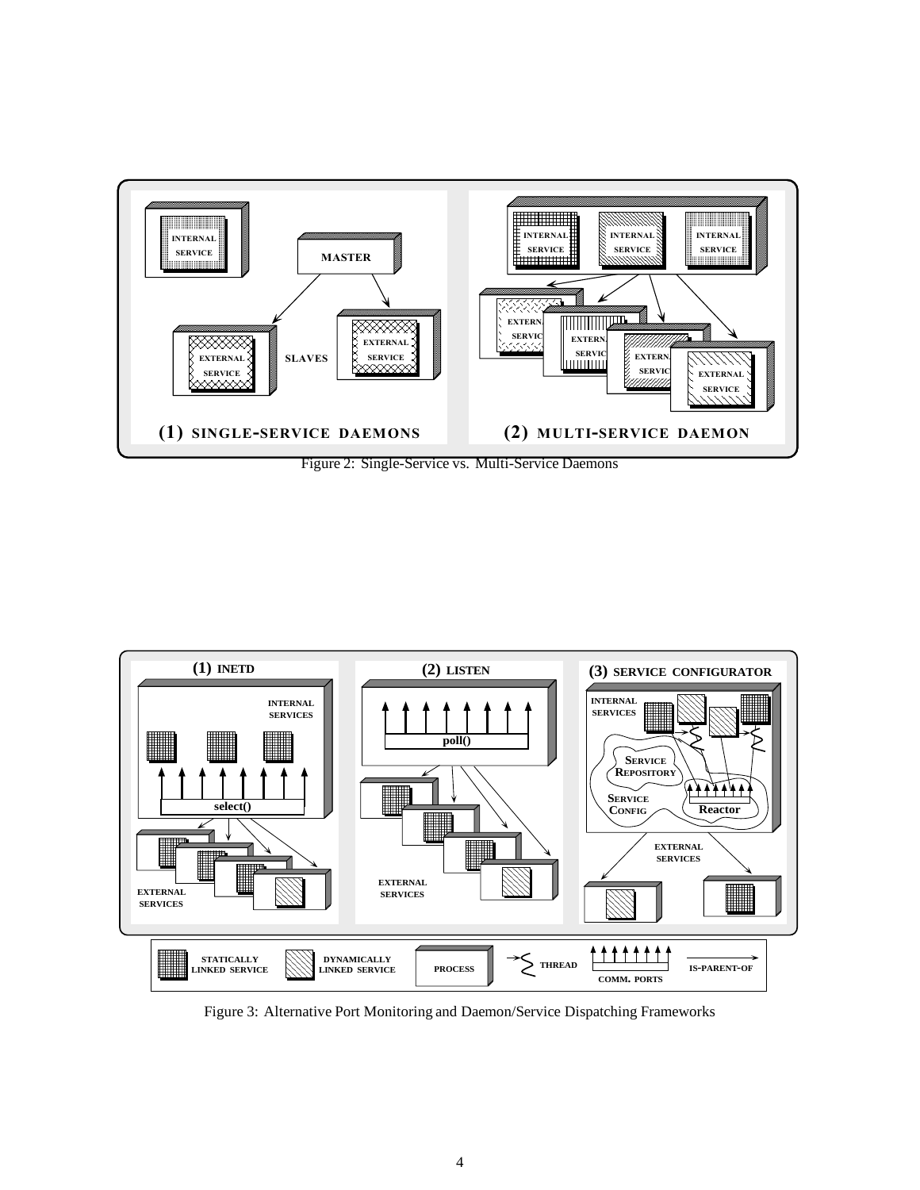Figure 2: Single-Service vs. Multi-Service Daemons

Figure 3: Alternative Port Monitoring and Daemon/Service Dispatching Frameworks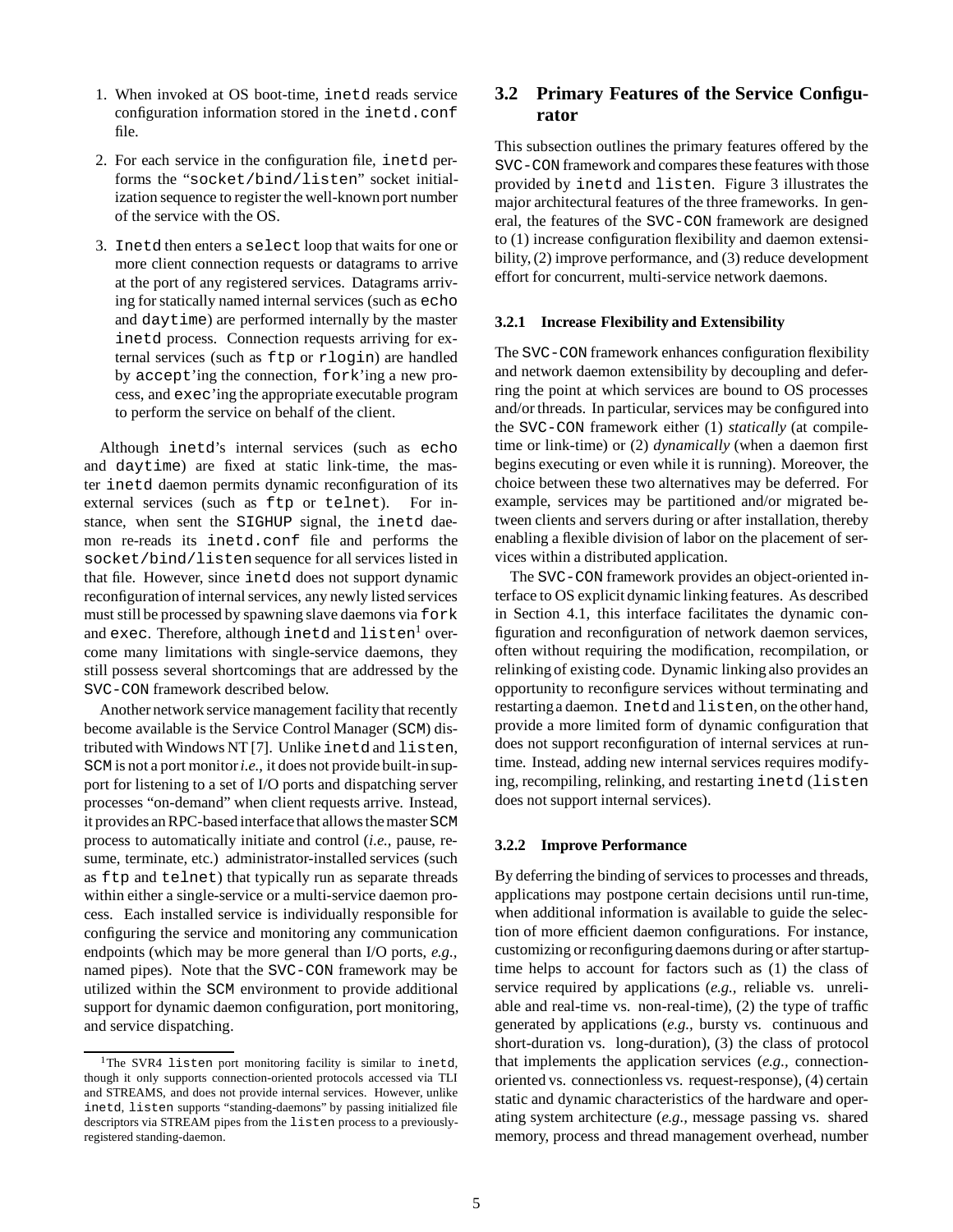1. When invoked at OS boot-time, `inetd` reads service configuration information stored in the `inetd.conf` file.

2. For each service in the configuration file, `inetd` performs the "`socket/bind/listen`" socket initialization sequence to register the well-known port number of the service with the OS.

3. `Inetd` then enters a `select` loop that waits for one or more client connection requests or datagrams to arrive at the port of any registered services. Datagrams arriving for statically named internal services (such as `echo` and `daytime`) are performed internally by the master `inetd` process. Connection requests arriving for external services (such as `ftp` or `rlogin`) are handled by `accept`'ing the connection, `fork`'ing a new process, and `exec`'ing the appropriate executable program to perform the service on behalf of the client.

Although `inetd`'s internal services (such as `echo` and `daytime`) are fixed at static link-time, the master `inetd` daemon permits dynamic reconfiguration of its external services (such as `ftp` or `telnet`). For instance, when sent the `SIGHUP` signal, the `inetd` daemon re-reads its `inetd.conf` file and performs the `socket/bind/listen` sequence for all services listed in that file. However, since `inetd` does not support dynamic reconfiguration of internal services, any newly listed services must still be processed by spawning slave daemons via `fork` and `exec`. Therefore, although `inetd` and `listen`[1] overcome many limitations with single-service daemons, they still possess several shortcomings that are addressed by the `SVC-CON` framework described below.

Another network service management facility that recently become available is the Service Control Manager (`SCM`) distributed with Windows NT [7]. Unlike `inetd` and `listen`, `SCM` is not a port monitor *i.e.*, it does not provide built-in support for listening to a set of I/O ports and dispatching server processes "on-demand" when client requests arrive. Instead, it provides an RPC-based interface that allows the master `SCM` process to automatically initiate and control (*i.e.*, pause, resume, terminate, etc.) administrator-installed services (such as `ftp` and `telnet`) that typically run as separate threads within either a single-service or a multi-service daemon process. Each installed service is individually responsible for configuring the service and monitoring any communication endpoints (which may be more general than I/O ports, *e.g.*, named pipes). Note that the `SVC-CON` framework may be utilized within the `SCM` environment to provide additional support for dynamic daemon configuration, port monitoring, and service dispatching.

[1] The SVR4 `listen` port monitoring facility is similar to `inetd`, though it only supports connection-oriented protocols accessed via TLI and STREAMS, and does not provide internal services. However, unlike `inetd`, `listen` supports "standing-daemons" by passing initialized file descriptors via STREAM pipes from the `listen` process to a previously-registered standing-daemon.

## 3.2 Primary Features of the Service Configurator

This subsection outlines the primary features offered by the `SVC-CON` framework and compares these features with those provided by `inetd` and `listen`. Figure 3 illustrates the major architectural features of the three frameworks. In general, the features of the `SVC-CON` framework are designed to (1) increase configuration flexibility and daemon extensibility, (2) improve performance, and (3) reduce development effort for concurrent, multi-service network daemons.

### 3.2.1 Increase Flexibility and Extensibility

The `SVC-CON` framework enhances configuration flexibility and network daemon extensibility by decoupling and deferring the point at which services are bound to OS processes and/or threads. In particular, services may be configured into the `SVC-CON` framework either (1) *statically* (at compile-time or link-time) or (2) *dynamically* (when a daemon first begins executing or even while it is running). Moreover, the choice between these two alternatives may be deferred. For example, services may be partitioned and/or migrated between clients and servers during or after installation, thereby enabling a flexible division of labor on the placement of services within a distributed application.

The `SVC-CON` framework provides an object-oriented interface to OS explicit dynamic linking features. As described in Section 4.1, this interface facilitates the dynamic configuration and reconfiguration of network daemon services, often without requiring the modification, recompilation, or relinking of existing code. Dynamic linking also provides an opportunity to reconfigure services without terminating and restarting a daemon. `Inetd` and `listen`, on the other hand, provide a more limited form of dynamic configuration that does not support reconfiguration of internal services at run-time. Instead, adding new internal services requires modifying, recompiling, relinking, and restarting `inetd` (`listen` does not support internal services).

### 3.2.2 Improve Performance

By deferring the binding of services to processes and threads, applications may postpone certain decisions until run-time, when additional information is available to guide the selection of more efficient daemon configurations. For instance, customizing or reconfiguring daemons during or after startup-time helps to account for factors such as (1) the class of service required by applications (*e.g.*, reliable vs. unreliable and real-time vs. non-real-time), (2) the type of traffic generated by applications (*e.g.*, bursty vs. continuous and short-duration vs. long-duration), (3) the class of protocol that implements the application services (*e.g.*, connection-oriented vs. connectionless vs. request-response), (4) certain static and dynamic characteristics of the hardware and operating system architecture (*e.g.*, message passing vs. shared memory, process and thread management overhead, number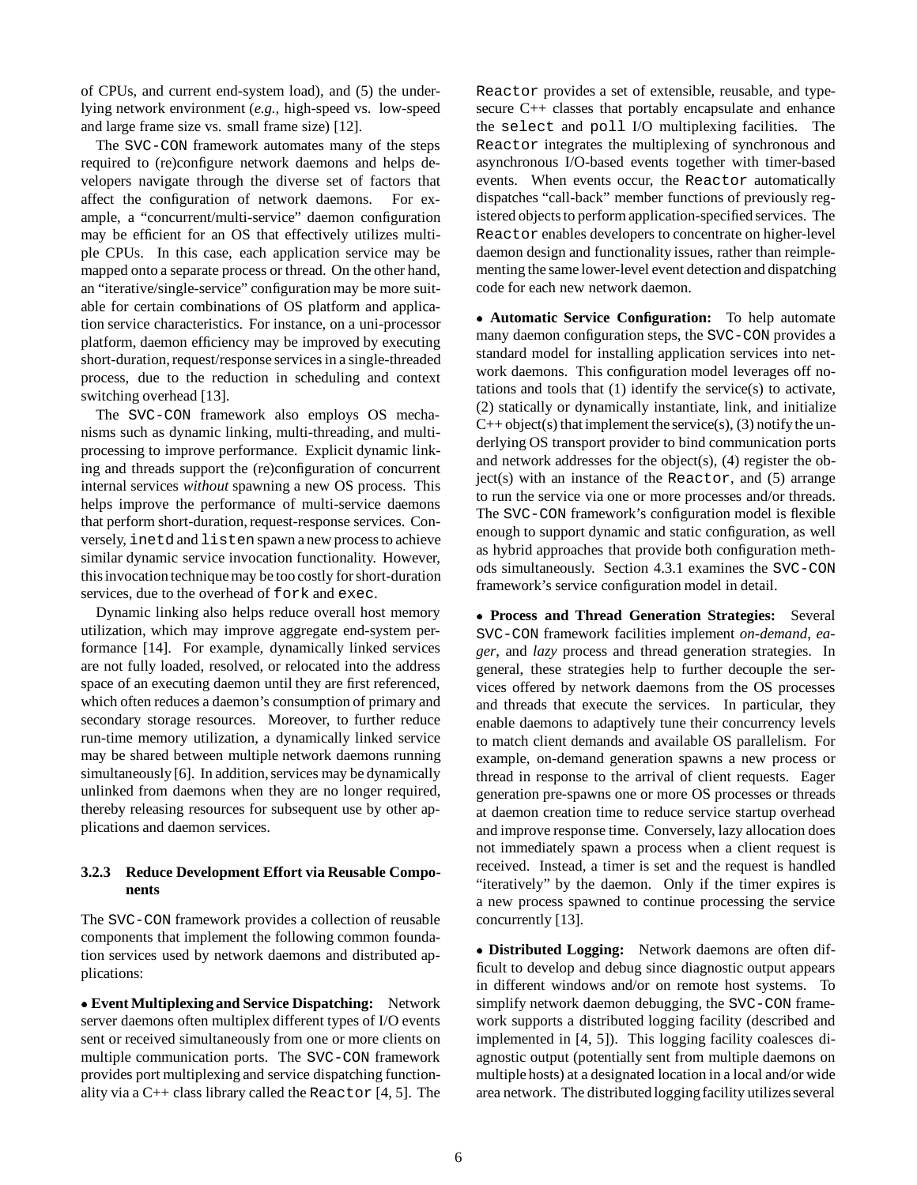of CPUs, and current end-system load), and (5) the underlying network environment (*e.g.,* high-speed vs. low-speed and large frame size vs. small frame size) [12].

The SVC-CON framework automates many of the steps required to (re)configure network daemons and helps developers navigate through the diverse set of factors that affect the configuration of network daemons. For example, a "concurrent/multi-service" daemon configuration may be efficient for an OS that effectively utilizes multiple CPUs. In this case, each application service may be mapped onto a separate process or thread. On the other hand, an "iterative/single-service" configuration may be more suitable for certain combinations of OS platform and application service characteristics. For instance, on a uni-processor platform, daemon efficiency may be improved by executing short-duration, request/response services in a single-threaded process, due to the reduction in scheduling and context switching overhead [13].

The SVC-CON framework also employs OS mechanisms such as dynamic linking, multi-threading, and multi-processing to improve performance. Explicit dynamic linking and threads support the (re)configuration of concurrent internal services *without* spawning a new OS process. This helps improve the performance of multi-service daemons that perform short-duration, request-response services. Conversely, inetd and listen spawn a new process to achieve similar dynamic service invocation functionality. However, this invocation technique may be too costly for short-duration services, due to the overhead of fork and exec.

Dynamic linking also helps reduce overall host memory utilization, which may improve aggregate end-system performance [14]. For example, dynamically linked services are not fully loaded, resolved, or relocated into the address space of an executing daemon until they are first referenced, which often reduces a daemon's consumption of primary and secondary storage resources. Moreover, to further reduce run-time memory utilization, a dynamically linked service may be shared between multiple network daemons running simultaneously [6]. In addition, services may be dynamically unlinked from daemons when they are no longer required, thereby releasing resources for subsequent use by other applications and daemon services.

#### 3.2.3 Reduce Development Effort via Reusable Components

The SVC-CON framework provides a collection of reusable components that implement the following common foundation services used by network daemons and distributed applications:

- **Event Multiplexing and Service Dispatching:** Network server daemons often multiplex different types of I/O events sent or received simultaneously from one or more clients on multiple communication ports. The SVC-CON framework provides port multiplexing and service dispatching functionality via a C++ class library called the Reactor [4, 5]. The Reactor provides a set of extensible, reusable, and type-secure C++ classes that portably encapsulate and enhance the select and poll I/O multiplexing facilities. The Reactor integrates the multiplexing of synchronous and asynchronous I/O-based events together with timer-based events. When events occur, the Reactor automatically dispatches "call-back" member functions of previously registered objects to perform application-specified services. The Reactor enables developers to concentrate on higher-level daemon design and functionality issues, rather than reimplementing the same lower-level event detection and dispatching code for each new network daemon.

- **Automatic Service Configuration:** To help automate many daemon configuration steps, the SVC-CON provides a standard model for installing application services into network daemons. This configuration model leverages off notations and tools that (1) identify the service(s) to activate, (2) statically or dynamically instantiate, link, and initialize C++ object(s) that implement the service(s), (3) notify the underlying OS transport provider to bind communication ports and network addresses for the object(s), (4) register the object(s) with an instance of the Reactor, and (5) arrange to run the service via one or more processes and/or threads. The SVC-CON framework's configuration model is flexible enough to support dynamic and static configuration, as well as hybrid approaches that provide both configuration methods simultaneously. Section 4.3.1 examines the SVC-CON framework's service configuration model in detail.

- **Process and Thread Generation Strategies:** Several SVC-CON framework facilities implement *on-demand*, *eager*, and *lazy* process and thread generation strategies. In general, these strategies help to further decouple the services offered by network daemons from the OS processes and threads that execute the services. In particular, they enable daemons to adaptively tune their concurrency levels to match client demands and available OS parallelism. For example, on-demand generation spawns a new process or thread in response to the arrival of client requests. Eager generation pre-spawns one or more OS processes or threads at daemon creation time to reduce service startup overhead and improve response time. Conversely, lazy allocation does not immediately spawn a process when a client request is received. Instead, a timer is set and the request is handled "iteratively" by the daemon. Only if the timer expires is a new process spawned to continue processing the service concurrently [13].

- **Distributed Logging:** Network daemons are often difficult to develop and debug since diagnostic output appears in different windows and/or on remote host systems. To simplify network daemon debugging, the SVC-CON framework supports a distributed logging facility (described and implemented in [4, 5]). This logging facility coalesces diagnostic output (potentially sent from multiple daemons on multiple hosts) at a designated location in a local and/or wide area network. The distributed logging facility utilizes several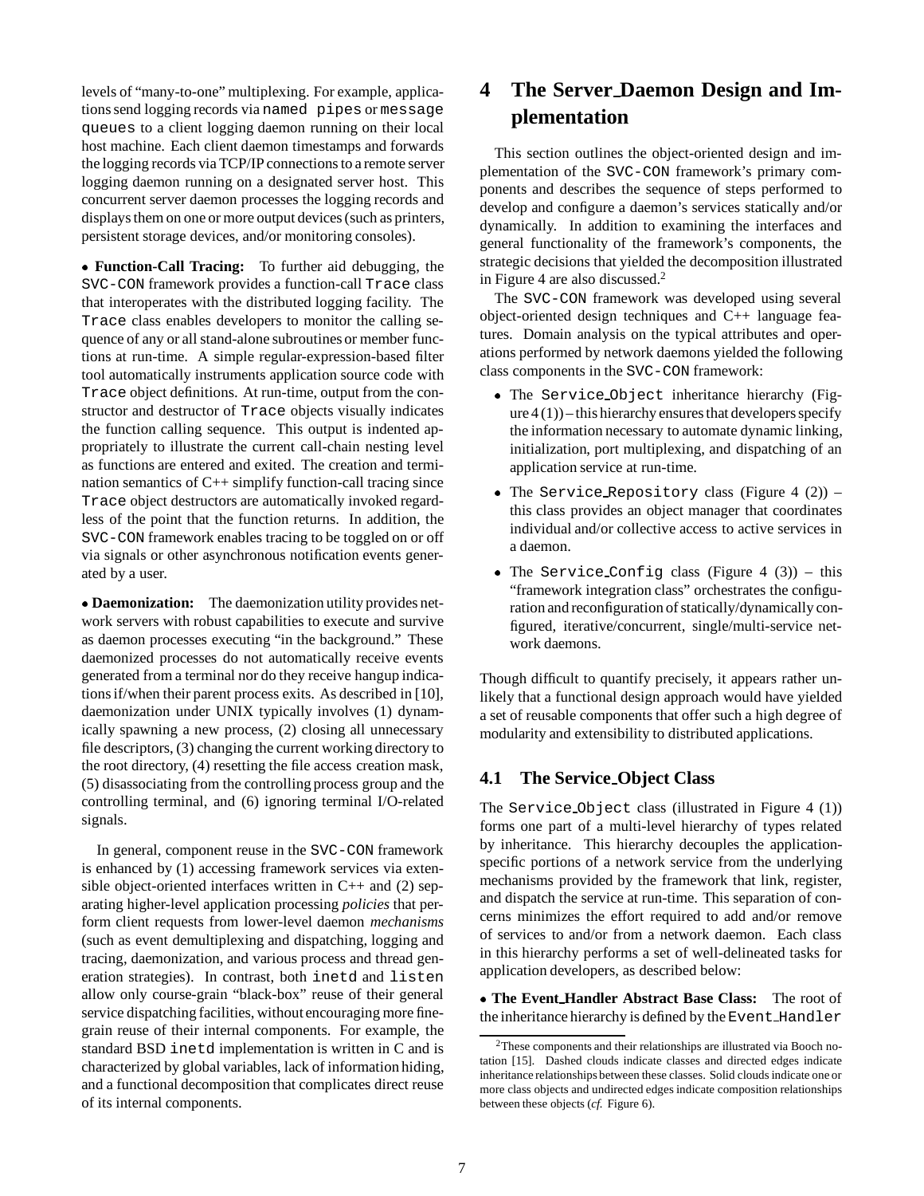levels of "many-to-one" multiplexing. For example, applications send logging records via named pipes or message queues to a client logging daemon running on their local host machine. Each client daemon timestamps and forwards the logging records via TCP/IP connections to a remote server logging daemon running on a designated server host. This concurrent server daemon processes the logging records and displays them on one or more output devices (such as printers, persistent storage devices, and/or monitoring consoles).

• **Function-Call Tracing:** To further aid debugging, the SVC-CON framework provides a function-call Trace class that interoperates with the distributed logging facility. The Trace class enables developers to monitor the calling sequence of any or all stand-alone subroutines or member functions at run-time. A simple regular-expression-based filter tool automatically instruments application source code with Trace object definitions. At run-time, output from the constructor and destructor of Trace objects visually indicates the function calling sequence. This output is indented appropriately to illustrate the current call-chain nesting level as functions are entered and exited. The creation and termination semantics of C++ simplify function-call tracing since Trace object destructors are automatically invoked regardless of the point that the function returns. In addition, the SVC-CON framework enables tracing to be toggled on or off via signals or other asynchronous notification events generated by a user.

• **Daemonization:** The daemonization utility provides network servers with robust capabilities to execute and survive as daemon processes executing "in the background." These daemonized processes do not automatically receive events generated from a terminal nor do they receive hangup indications if/when their parent process exits. As described in [10], daemonization under UNIX typically involves (1) dynamically spawning a new process, (2) closing all unnecessary file descriptors, (3) changing the current working directory to the root directory, (4) resetting the file access creation mask, (5) disassociating from the controlling process group and the controlling terminal, and (6) ignoring terminal I/O-related signals.

In general, component reuse in the SVC-CON framework is enhanced by (1) accessing framework services via extensible object-oriented interfaces written in C++ and (2) separating higher-level application processing *policies* that perform client requests from lower-level daemon *mechanisms* (such as event demultiplexing and dispatching, logging and tracing, daemonization, and various process and thread generation strategies). In contrast, both inetd and listen allow only course-grain "black-box" reuse of their general service dispatching facilities, without encouraging more fine-grain reuse of their internal components. For example, the standard BSD inetd implementation is written in C and is characterized by global variables, lack of information hiding, and a functional decomposition that complicates direct reuse of its internal components.

# 4 The Server_Daemon Design and Implementation

This section outlines the object-oriented design and implementation of the SVC-CON framework's primary components and describes the sequence of steps performed to develop and configure a daemon's services statically and/or dynamically. In addition to examining the interfaces and general functionality of the framework's components, the strategic decisions that yielded the decomposition illustrated in Figure 4 are also discussed.[2]

The SVC-CON framework was developed using several object-oriented design techniques and C++ language features. Domain analysis on the typical attributes and operations performed by network daemons yielded the following class components in the SVC-CON framework:

- The Service_Object inheritance hierarchy (Figure 4 (1)) – this hierarchy ensures that developers specify the information necessary to automate dynamic linking, initialization, port multiplexing, and dispatching of an application service at run-time.
- The Service_Repository class (Figure 4 (2)) – this class provides an object manager that coordinates individual and/or collective access to active services in a daemon.
- The Service_Config class (Figure 4 (3)) – this "framework integration class" orchestrates the configuration and reconfiguration of statically/dynamically configured, iterative/concurrent, single/multi-service network daemons.

Though difficult to quantify precisely, it appears rather unlikely that a functional design approach would have yielded a set of reusable components that offer such a high degree of modularity and extensibility to distributed applications.

## 4.1 The Service_Object Class

The Service_Object class (illustrated in Figure 4 (1)) forms one part of a multi-level hierarchy of types related by inheritance. This hierarchy decouples the application-specific portions of a network service from the underlying mechanisms provided by the framework that link, register, and dispatch the service at run-time. This separation of concerns minimizes the effort required to add and/or remove of services to and/or from a network daemon. Each class in this hierarchy performs a set of well-delineated tasks for application developers, as described below:

• **The Event_Handler Abstract Base Class:** The root of the inheritance hierarchy is defined by the Event_Handler

[2] These components and their relationships are illustrated via Booch notation [15]. Dashed clouds indicate classes and directed edges indicate inheritance relationships between these classes. Solid clouds indicate one or more class objects and undirected edges indicate composition relationships between these objects (*cf.* Figure 6).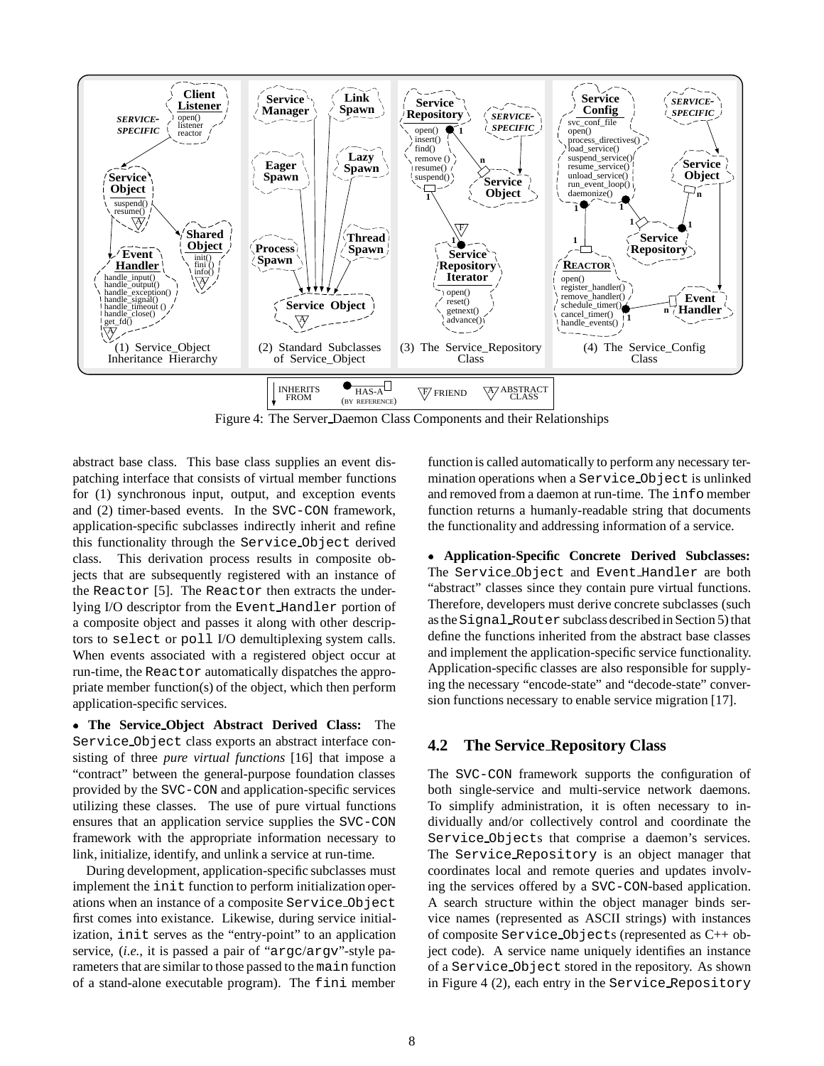Figure 4: The Server_Daemon Class Components and their Relationships

abstract base class. This base class supplies an event dispatching interface that consists of virtual member functions for (1) synchronous input, output, and exception events and (2) timer-based events. In the SVC-CON framework, application-specific subclasses indirectly inherit and refine this functionality through the Service_Object derived class. This derivation process results in composite objects that are subsequently registered with an instance of the Reactor [5]. The Reactor then extracts the underlying I/O descriptor from the Event_Handler portion of a composite object and passes it along with other descriptors to select or poll I/O demultiplexing system calls. When events associated with a registered object occur at run-time, the Reactor automatically dispatches the appropriate member function(s) of the object, which then perform application-specific services.

- **The Service_Object Abstract Derived Class:** The Service_Object class exports an abstract interface consisting of three *pure virtual functions* [16] that impose a "contract" between the general-purpose foundation classes provided by the SVC-CON and application-specific services utilizing these classes. The use of pure virtual functions ensures that an application service supplies the SVC-CON framework with the appropriate information necessary to link, initialize, identify, and unlink a service at run-time.

During development, application-specific subclasses must implement the init function to perform initialization operations when an instance of a composite Service_Object first comes into existance. Likewise, during service initialization, init serves as the "entry-point" to an application service, (*i.e.*, it is passed a pair of "argc/argv"-style parameters that are similar to those passed to the main function of a stand-alone executable program). The fini member function is called automatically to perform any necessary termination operations when a Service_Object is unlinked and removed from a daemon at run-time. The info member function returns a humanly-readable string that documents the functionality and addressing information of a service.

- **Application-Specific Concrete Derived Subclasses:** The Service_Object and Event_Handler are both "abstract" classes since they contain pure virtual functions. Therefore, developers must derive concrete subclasses (such as the Signal_Router subclass described in Section 5) that define the functions inherited from the abstract base classes and implement the application-specific service functionality. Application-specific classes are also responsible for supplying the necessary "encode-state" and "decode-state" conversion functions necessary to enable service migration [17].

## 4.2 The Service_Repository Class

The SVC-CON framework supports the configuration of both single-service and multi-service network daemons. To simplify administration, it is often necessary to individually and/or collectively control and coordinate the Service_Objects that comprise a daemon's services. The Service_Repository is an object manager that coordinates local and remote queries and updates involving the services offered by a SVC-CON-based application. A search structure within the object manager binds service names (represented as ASCII strings) with instances of composite Service_Objects (represented as C++ object code). A service name uniquely identifies an instance of a Service_Object stored in the repository. As shown in Figure 4 (2), each entry in the Service_Repository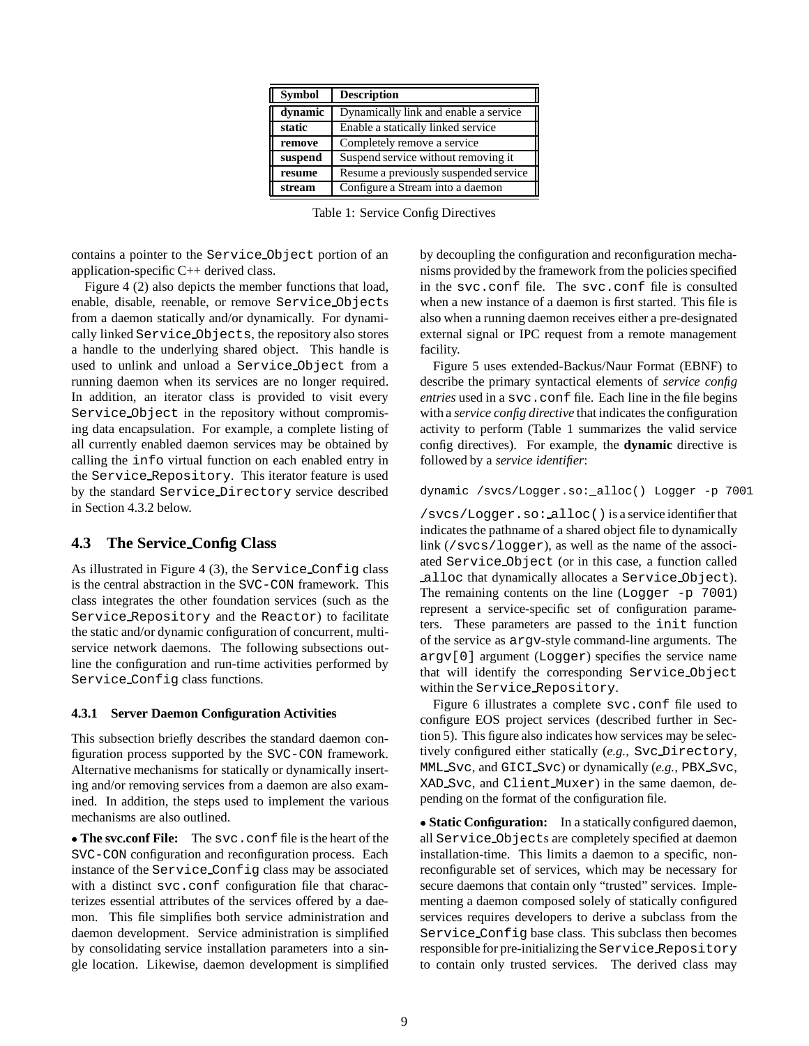| Symbol | Description |
|---|---|
| **dynamic** | Dynamically link and enable a service |
| **static** | Enable a statically linked service |
| **remove** | Completely remove a service |
| **suspend** | Suspend service without removing it |
| **resume** | Resume a previously suspended service |
| **stream** | Configure a Stream into a daemon |

Table 1: Service Config Directives

contains a pointer to the Service_Object portion of an application-specific C++ derived class.

Figure 4 (2) also depicts the member functions that load, enable, disable, reenable, or remove Service_Objects from a daemon statically and/or dynamically. For dynamically linked Service_Objects, the repository also stores a handle to the underlying shared object. This handle is used to unlink and unload a Service_Object from a running daemon when its services are no longer required. In addition, an iterator class is provided to visit every Service_Object in the repository without compromising data encapsulation. For example, a complete listing of all currently enabled daemon services may be obtained by calling the info virtual function on each enabled entry in the Service_Repository. This iterator feature is used by the standard Service_Directory service described in Section 4.3.2 below.

## 4.3 The Service_Config Class

As illustrated in Figure 4 (3), the Service_Config class is the central abstraction in the SVC-CON framework. This class integrates the other foundation services (such as the Service_Repository and the Reactor) to facilitate the static and/or dynamic configuration of concurrent, multi-service network daemons. The following subsections outline the configuration and run-time activities performed by Service_Config class functions.

### 4.3.1 Server Daemon Configuration Activities

This subsection briefly describes the standard daemon configuration process supported by the SVC-CON framework. Alternative mechanisms for statically or dynamically inserting and/or removing services from a daemon are also examined. In addition, the steps used to implement the various mechanisms are also outlined.

• **The svc.conf File:** The svc.conf file is the heart of the SVC-CON configuration and reconfiguration process. Each instance of the Service_Config class may be associated with a distinct svc.conf configuration file that characterizes essential attributes of the services offered by a daemon. This file simplifies both service administration and daemon development. Service administration is simplified by consolidating service installation parameters into a single location. Likewise, daemon development is simplified by decoupling the configuration and reconfiguration mechanisms provided by the framework from the policies specified in the svc.conf file. The svc.conf file is consulted when a new instance of a daemon is first started. This file is also when a running daemon receives either a pre-designated external signal or IPC request from a remote management facility.

Figure 5 uses extended-Backus/Naur Format (EBNF) to describe the primary syntactical elements of *service config entries* used in a svc.conf file. Each line in the file begins with a *service config directive* that indicates the configuration activity to perform (Table 1 summarizes the valid service config directives). For example, the **dynamic** directive is followed by a *service identifier*:

```
dynamic /svcs/Logger.so:_alloc() Logger -p 7001
```

/svcs/Logger.so:_alloc() is a service identifier that indicates the pathname of a shared object file to dynamically link (/svcs/logger), as well as the name of the associated Service_Object (or in this case, a function called _alloc that dynamically allocates a Service_Object). The remaining contents on the line (Logger -p 7001) represent a service-specific set of configuration parameters. These parameters are passed to the init function of the service as argv-style command-line arguments. The argv[0] argument (Logger) specifies the service name that will identify the corresponding Service_Object within the Service_Repository.

Figure 6 illustrates a complete svc.conf file used to configure EOS project services (described further in Section 5). This figure also indicates how services may be selectively configured either statically (*e.g.,* Svc_Directory, MML_Svc, and GICI_Svc) or dynamically (*e.g.,* PBX_Svc, XAD_Svc, and Client_Muxer) in the same daemon, depending on the format of the configuration file.

• **Static Configuration:** In a statically configured daemon, all Service_Objects are completely specified at daemon installation-time. This limits a daemon to a specific, non-reconfigurable set of services, which may be necessary for secure daemons that contain only "trusted" services. Implementing a daemon composed solely of statically configured services requires developers to derive a subclass from the Service_Config base class. This subclass then becomes responsible for pre-initializing the Service_Repository to contain only trusted services. The derived class may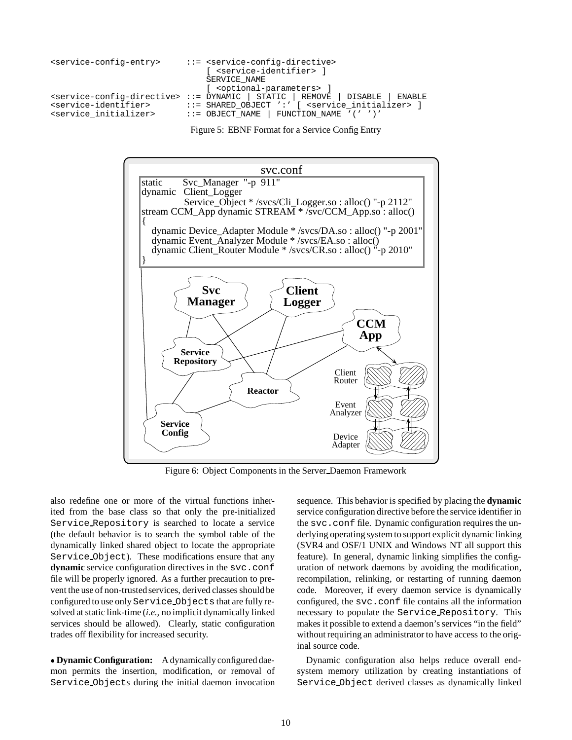```
<service-config-entry>      ::= <service-config-directive>
                                [ <service-identifier> ]
                                SERVICE_NAME
                                [ <optional-parameters> ]
<service-config-directive> ::= DYNAMIC | STATIC | REMOVE | DISABLE | ENABLE
<service-identifier>       ::= SHARED_OBJECT ':' [ <service_initializer> ]
<service_initializer>      ::= OBJECT_NAME | FUNCTION_NAME '(' ')'
```

Figure 5: EBNF Format for a Service Config Entry

```
svc.conf
static      Svc_Manager  "-p 911"
dynamic   Client_Logger
             Service_Object * /svcs/Cli_Logger.so : alloc() "-p 2112"
stream CCM_App dynamic STREAM * /svc/CCM_App.so : alloc()
{
   dynamic Device_Adapter Module * /svcs/DA.so : alloc() "-p 2001"
   dynamic Event_Analyzer Module * /svcs/EA.so : alloc()
   dynamic Client_Router Module * /svcs/CR.so : alloc() "-p 2010"
}
```

Figure 6: Object Components in the Server_Daemon Framework

also redefine one or more of the virtual functions inherited from the base class so that only the pre-initialized `Service_Repository` is searched to locate a service (the default behavior is to search the symbol table of the dynamically linked shared object to locate the appropriate `Service_Object`). These modifications ensure that any **dynamic** service configuration directives in the `svc.conf` file will be properly ignored. As a further precaution to prevent the use of non-trusted services, derived classes should be configured to use only `Service_Objects` that are fully resolved at static link-time (*i.e.,* no implicit dynamically linked services should be allowed). Clearly, static configuration trades off flexibility for increased security.

• **Dynamic Configuration:** A dynamically configured daemon permits the insertion, modification, or removal of `Service_Objects` during the initial daemon invocation sequence. This behavior is specified by placing the **dynamic** service configuration directive before the service identifier in the `svc.conf` file. Dynamic configuration requires the underlying operating system to support explicit dynamic linking (SVR4 and OSF/1 UNIX and Windows NT all support this feature). In general, dynamic linking simplifies the configuration of network daemons by avoiding the modification, recompilation, relinking, or restarting of running daemon code. Moreover, if every daemon service is dynamically configured, the `svc.conf` file contains all the information necessary to populate the `Service_Repository`. This makes it possible to extend a daemon's services "in the field" without requiring an administrator to have access to the original source code.

Dynamic configuration also helps reduce overall end-system memory utilization by creating instantiations of `Service_Object` derived classes as dynamically linked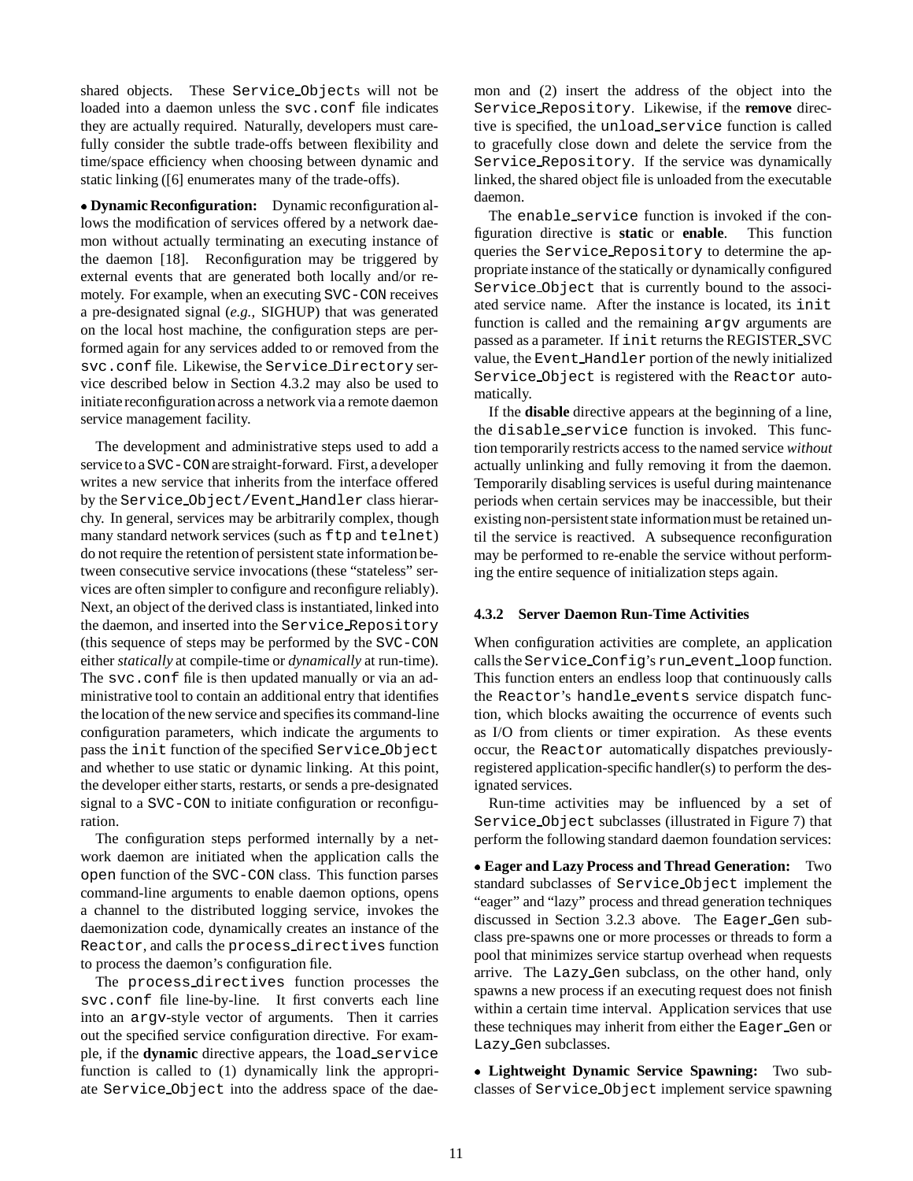shared objects. These Service_Objects will not be loaded into a daemon unless the svc.conf file indicates they are actually required. Naturally, developers must carefully consider the subtle trade-offs between flexibility and time/space efficiency when choosing between dynamic and static linking ([6] enumerates many of the trade-offs).

• **Dynamic Reconfiguration:** Dynamic reconfiguration allows the modification of services offered by a network daemon without actually terminating an executing instance of the daemon [18]. Reconfiguration may be triggered by external events that are generated both locally and/or remotely. For example, when an executing SVC-CON receives a pre-designated signal (*e.g.,* SIGHUP) that was generated on the local host machine, the configuration steps are performed again for any services added to or removed from the svc.conf file. Likewise, the Service_Directory service described below in Section 4.3.2 may also be used to initiate reconfiguration across a network via a remote daemon service management facility.

The development and administrative steps used to add a service to a SVC-CON are straight-forward. First, a developer writes a new service that inherits from the interface offered by the Service_Object/Event_Handler class hierarchy. In general, services may be arbitrarily complex, though many standard network services (such as ftp and telnet) do not require the retention of persistent state information between consecutive service invocations (these "stateless" services are often simpler to configure and reconfigure reliably). Next, an object of the derived class is instantiated, linked into the daemon, and inserted into the Service_Repository (this sequence of steps may be performed by the SVC-CON either *statically* at compile-time or *dynamically* at run-time). The svc.conf file is then updated manually or via an administrative tool to contain an additional entry that identifies the location of the new service and specifies its command-line configuration parameters, which indicate the arguments to pass the init function of the specified Service_Object and whether to use static or dynamic linking. At this point, the developer either starts, restarts, or sends a pre-designated signal to a SVC-CON to initiate configuration or reconfiguration.

The configuration steps performed internally by a network daemon are initiated when the application calls the open function of the SVC-CON class. This function parses command-line arguments to enable daemon options, opens a channel to the distributed logging service, invokes the daemonization code, dynamically creates an instance of the Reactor, and calls the process_directives function to process the daemon's configuration file.

The process_directives function processes the svc.conf file line-by-line. It first converts each line into an argv-style vector of arguments. Then it carries out the specified service configuration directive. For example, if the **dynamic** directive appears, the load_service function is called to (1) dynamically link the appropriate Service_Object into the address space of the daemon and (2) insert the address of the object into the Service_Repository. Likewise, if the **remove** directive is specified, the unload_service function is called to gracefully close down and delete the service from the Service_Repository. If the service was dynamically linked, the shared object file is unloaded from the executable daemon.

The enable_service function is invoked if the configuration directive is **static** or **enable**. This function queries the Service_Repository to determine the appropriate instance of the statically or dynamically configured Service_Object that is currently bound to the associated service name. After the instance is located, its init function is called and the remaining argv arguments are passed as a parameter. If init returns the REGISTER_SVC value, the Event_Handler portion of the newly initialized Service_Object is registered with the Reactor automatically.

If the **disable** directive appears at the beginning of a line, the disable_service function is invoked. This function temporarily restricts access to the named service *without* actually unlinking and fully removing it from the daemon. Temporarily disabling services is useful during maintenance periods when certain services may be inaccessible, but their existing non-persistent state information must be retained until the service is reactived. A subsequence reconfiguration may be performed to re-enable the service without performing the entire sequence of initialization steps again.

#### 4.3.2 Server Daemon Run-Time Activities

When configuration activities are complete, an application calls the Service_Config's run_event_loop function. This function enters an endless loop that continuously calls the Reactor's handle_events service dispatch function, which blocks awaiting the occurrence of events such as I/O from clients or timer expiration. As these events occur, the Reactor automatically dispatches previously-registered application-specific handler(s) to perform the designated services.

Run-time activities may be influenced by a set of Service_Object subclasses (illustrated in Figure 7) that perform the following standard daemon foundation services:

• **Eager and Lazy Process and Thread Generation:** Two standard subclasses of Service_Object implement the "eager" and "lazy" process and thread generation techniques discussed in Section 3.2.3 above. The Eager_Gen subclass pre-spawns one or more processes or threads to form a pool that minimizes service startup overhead when requests arrive. The Lazy_Gen subclass, on the other hand, only spawns a new process if an executing request does not finish within a certain time interval. Application services that use these techniques may inherit from either the Eager_Gen or Lazy_Gen subclasses.

• **Lightweight Dynamic Service Spawning:** Two subclasses of Service_Object implement service spawning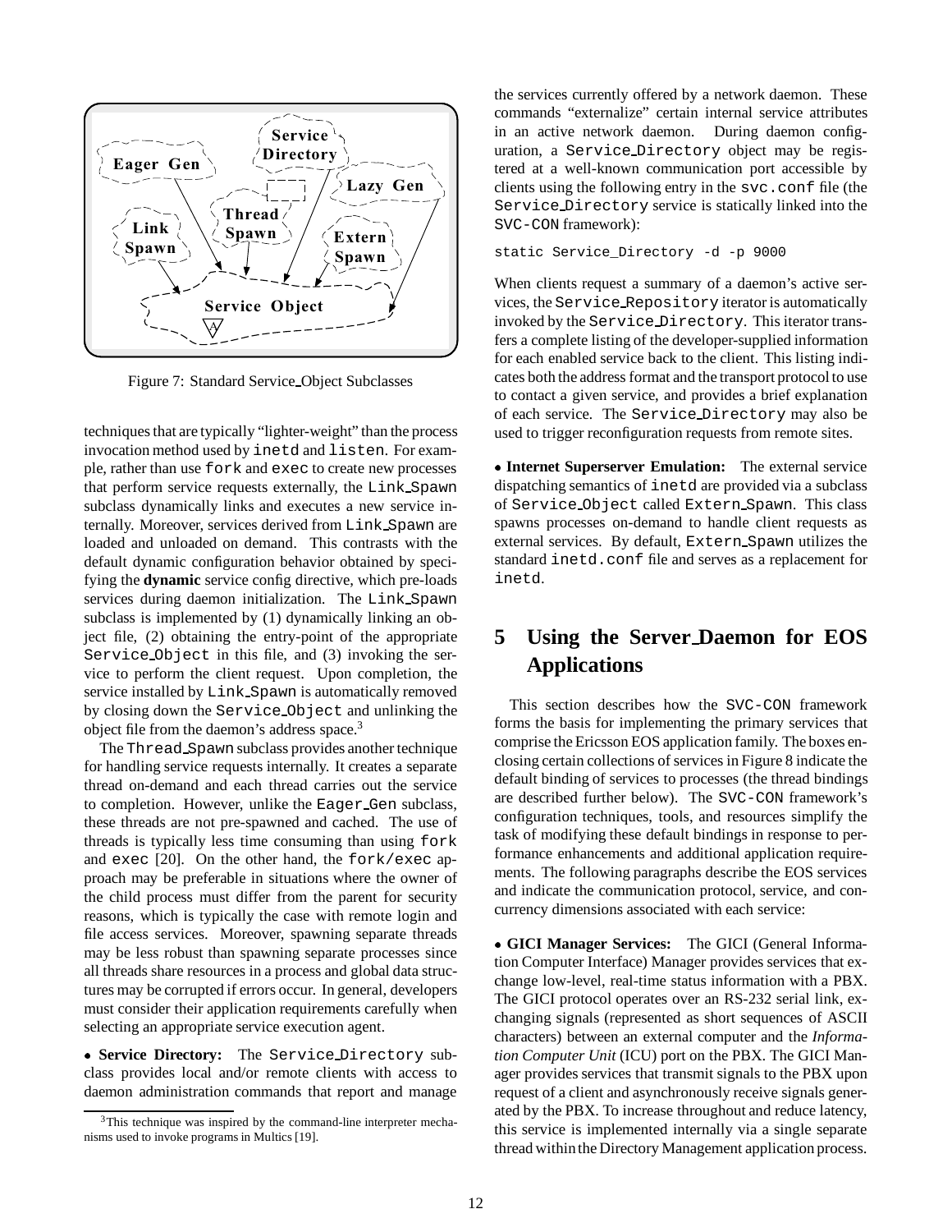Figure 7: Standard Service_Object Subclasses

techniques that are typically "lighter-weight" than the process invocation method used by inetd and listen. For example, rather than use fork and exec to create new processes that perform service requests externally, the Link_Spawn subclass dynamically links and executes a new service internally. Moreover, services derived from Link_Spawn are loaded and unloaded on demand. This contrasts with the default dynamic configuration behavior obtained by specifying the **dynamic** service config directive, which pre-loads services during daemon initialization. The Link_Spawn subclass is implemented by (1) dynamically linking an object file, (2) obtaining the entry-point of the appropriate Service_Object in this file, and (3) invoking the service to perform the client request. Upon completion, the service installed by Link_Spawn is automatically removed by closing down the Service_Object and unlinking the object file from the daemon's address space.[3]

The Thread_Spawn subclass provides another technique for handling service requests internally. It creates a separate thread on-demand and each thread carries out the service to completion. However, unlike the Eager_Gen subclass, these threads are not pre-spawned and cached. The use of threads is typically less time consuming than using fork and exec [20]. On the other hand, the fork/exec approach may be preferable in situations where the owner of the child process must differ from the parent for security reasons, which is typically the case with remote login and file access services. Moreover, spawning separate threads may be less robust than spawning separate processes since all threads share resources in a process and global data structures may be corrupted if errors occur. In general, developers must consider their application requirements carefully when selecting an appropriate service execution agent.

- **Service Directory:** The Service_Directory subclass provides local and/or remote clients with access to daemon administration commands that report and manage the services currently offered by a network daemon. These commands "externalize" certain internal service attributes in an active network daemon. During daemon configuration, a Service_Directory object may be registered at a well-known communication port accessible by clients using the following entry in the svc.conf file (the Service_Directory service is statically linked into the SVC-CON framework):

```
static Service_Directory -d -p 9000
```

When clients request a summary of a daemon's active services, the Service_Repository iterator is automatically invoked by the Service_Directory. This iterator transfers a complete listing of the developer-supplied information for each enabled service back to the client. This listing indicates both the address format and the transport protocol to use to contact a given service, and provides a brief explanation of each service. The Service_Directory may also be used to trigger reconfiguration requests from remote sites.

- **Internet Superserver Emulation:** The external service dispatching semantics of inetd are provided via a subclass of Service_Object called Extern_Spawn. This class spawns processes on-demand to handle client requests as external services. By default, Extern_Spawn utilizes the standard inetd.conf file and serves as a replacement for inetd.

# 5 Using the Server_Daemon for EOS Applications

This section describes how the SVC-CON framework forms the basis for implementing the primary services that comprise the Ericsson EOS application family. The boxes enclosing certain collections of services in Figure 8 indicate the default binding of services to processes (the thread bindings are described further below). The SVC-CON framework's configuration techniques, tools, and resources simplify the task of modifying these default bindings in response to performance enhancements and additional application requirements. The following paragraphs describe the EOS services and indicate the communication protocol, service, and concurrency dimensions associated with each service:

- **GICI Manager Services:** The GICI (General Information Computer Interface) Manager provides services that exchange low-level, real-time status information with a PBX. The GICI protocol operates over an RS-232 serial link, exchanging signals (represented as short sequences of ASCII characters) between an external computer and the *Information Computer Unit* (ICU) port on the PBX. The GICI Manager provides services that transmit signals to the PBX upon request of a client and asynchronously receive signals generated by the PBX. To increase throughput and reduce latency, this service is implemented internally via a single separate thread within the Directory Management application process.

[3] This technique was inspired by the command-line interpreter mechanisms used to invoke programs in Multics [19].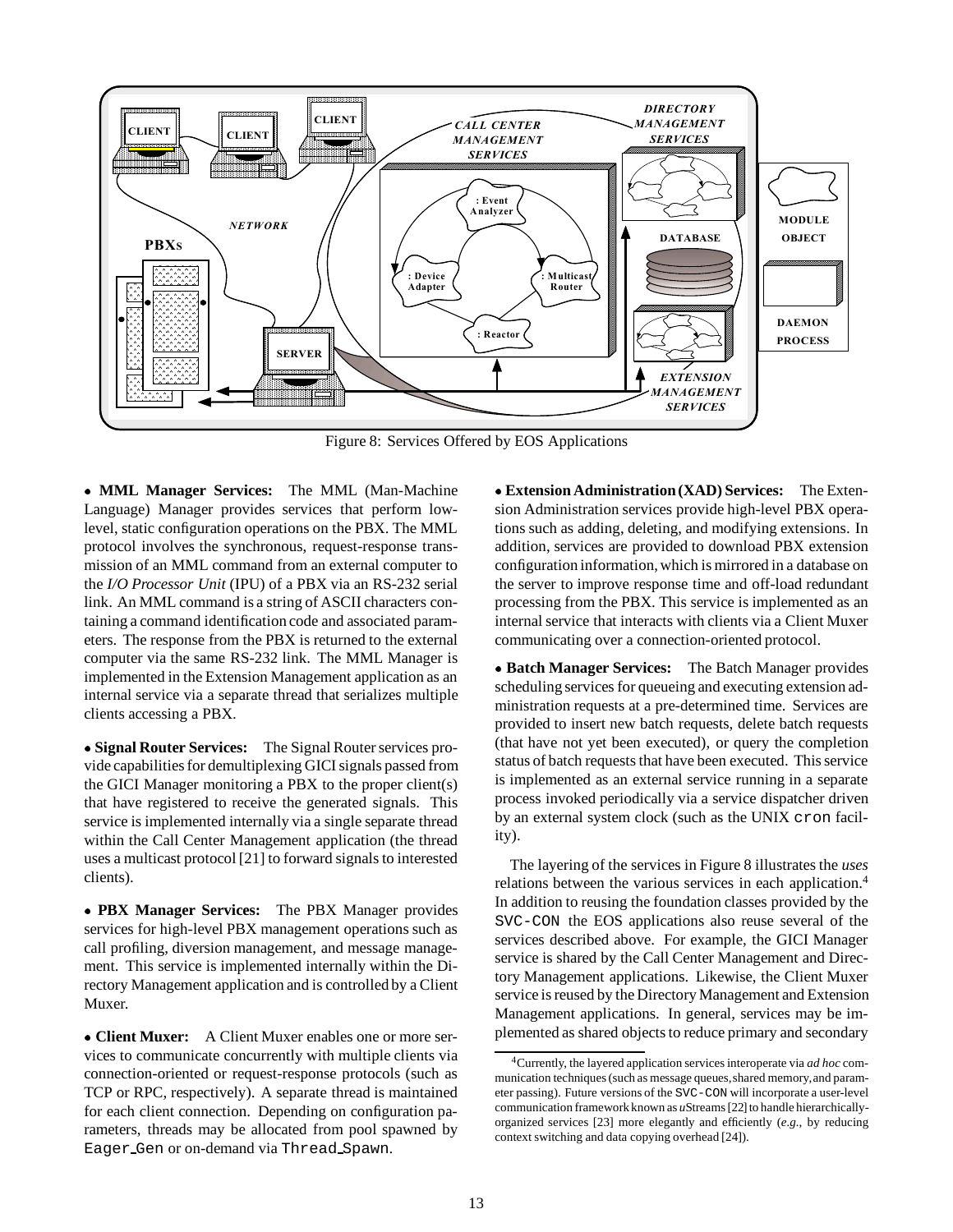Figure 8: Services Offered by EOS Applications

• **MML Manager Services:** The MML (Man-Machine Language) Manager provides services that perform low-level, static configuration operations on the PBX. The MML protocol involves the synchronous, request-response transmission of an MML command from an external computer to the *I/O Processor Unit* (IPU) of a PBX via an RS-232 serial link. An MML command is a string of ASCII characters containing a command identification code and associated parameters. The response from the PBX is returned to the external computer via the same RS-232 link. The MML Manager is implemented in the Extension Management application as an internal service via a separate thread that serializes multiple clients accessing a PBX.

• **Signal Router Services:** The Signal Router services provide capabilities for demultiplexing GICI signals passed from the GICI Manager monitoring a PBX to the proper client(s) that have registered to receive the generated signals. This service is implemented internally via a single separate thread within the Call Center Management application (the thread uses a multicast protocol [21] to forward signals to interested clients).

• **PBX Manager Services:** The PBX Manager provides services for high-level PBX management operations such as call profiling, diversion management, and message management. This service is implemented internally within the Directory Management application and is controlled by a Client Muxer.

• **Client Muxer:** A Client Muxer enables one or more services to communicate concurrently with multiple clients via connection-oriented or request-response protocols (such as TCP or RPC, respectively). A separate thread is maintained for each client connection. Depending on configuration parameters, threads may be allocated from pool spawned by `Eager_Gen` or on-demand via `Thread_Spawn`.

• **Extension Administration (XAD) Services:** The Extension Administration services provide high-level PBX operations such as adding, deleting, and modifying extensions. In addition, services are provided to download PBX extension configuration information, which is mirrored in a database on the server to improve response time and off-load redundant processing from the PBX. This service is implemented as an internal service that interacts with clients via a Client Muxer communicating over a connection-oriented protocol.

• **Batch Manager Services:** The Batch Manager provides scheduling services for queueing and executing extension administration requests at a pre-determined time. Services are provided to insert new batch requests, delete batch requests (that have not yet been executed), or query the completion status of batch requests that have been executed. This service is implemented as an external service running in a separate process invoked periodically via a service dispatcher driven by an external system clock (such as the UNIX `cron` facility).

The layering of the services in Figure 8 illustrates the *uses* relations between the various services in each application.[4] In addition to reusing the foundation classes provided by the `SVC-CON` the EOS applications also reuse several of the services described above. For example, the GICI Manager service is shared by the Call Center Management and Directory Management applications. Likewise, the Client Muxer service is reused by the Directory Management and Extension Management applications. In general, services may be implemented as shared objects to reduce primary and secondary

[4] Currently, the layered application services interoperate via *ad hoc* communication techniques (such as message queues, shared memory, and parameter passing). Future versions of the `SVC-CON` will incorporate a user-level communication framework known as *u*Streams [22] to handle hierarchically-organized services [23] more elegantly and efficiently (*e.g.*, by reducing context switching and data copying overhead [24]).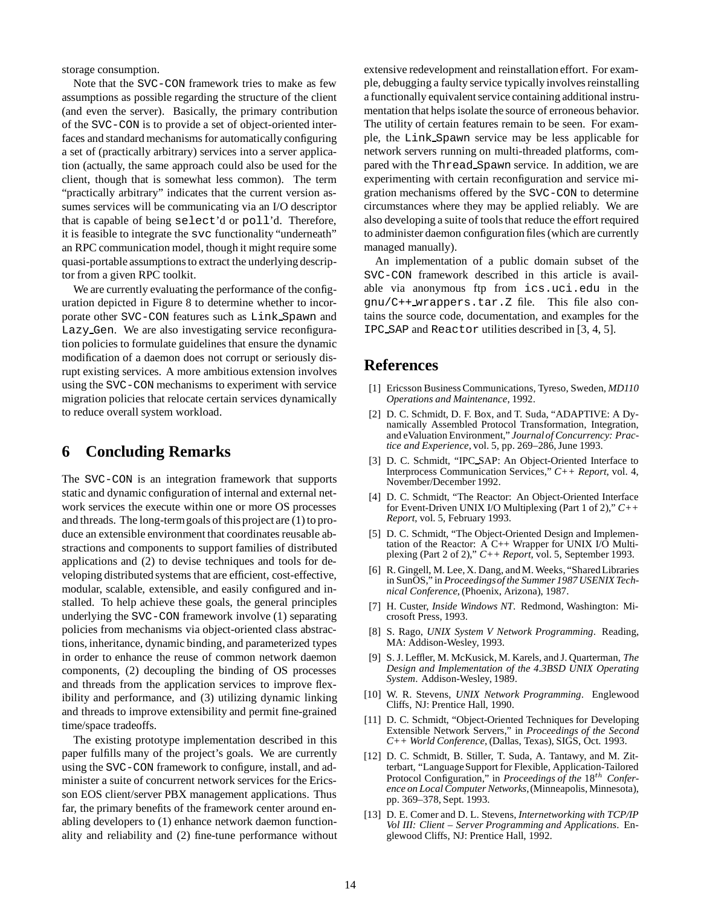storage consumption.

Note that the SVC-CON framework tries to make as few assumptions as possible regarding the structure of the client (and even the server). Basically, the primary contribution of the SVC-CON is to provide a set of object-oriented interfaces and standard mechanisms for automatically configuring a set of (practically arbitrary) services into a server application (actually, the same approach could also be used for the client, though that is somewhat less common). The term "practically arbitrary" indicates that the current version assumes services will be communicating via an I/O descriptor that is capable of being select'd or poll'd. Therefore, it is feasible to integrate the svc functionality "underneath" an RPC communication model, though it might require some quasi-portable assumptions to extract the underlying descriptor from a given RPC toolkit.

We are currently evaluating the performance of the configuration depicted in Figure 8 to determine whether to incorporate other SVC-CON features such as Link_Spawn and Lazy_Gen. We are also investigating service reconfiguration policies to formulate guidelines that ensure the dynamic modification of a daemon does not corrupt or seriously disrupt existing services. A more ambitious extension involves using the SVC-CON mechanisms to experiment with service migration policies that relocate certain services dynamically to reduce overall system workload.

## 6 Concluding Remarks

The SVC-CON is an integration framework that supports static and dynamic configuration of internal and external network services the execute within one or more OS processes and threads. The long-term goals of this project are (1) to produce an extensible environment that coordinates reusable abstractions and components to support families of distributed applications and (2) to devise techniques and tools for developing distributed systems that are efficient, cost-effective, modular, scalable, extensible, and easily configured and installed. To help achieve these goals, the general principles underlying the SVC-CON framework involve (1) separating policies from mechanisms via object-oriented class abstractions, inheritance, dynamic binding, and parameterized types in order to enhance the reuse of common network daemon components, (2) decoupling the binding of OS processes and threads from the application services to improve flexibility and performance, and (3) utilizing dynamic linking and threads to improve extensibility and permit fine-grained time/space tradeoffs.

The existing prototype implementation described in this paper fulfills many of the project's goals. We are currently using the SVC-CON framework to configure, install, and administer a suite of concurrent network services for the Ericsson EOS client/server PBX management applications. Thus far, the primary benefits of the framework center around enabling developers to (1) enhance network daemon functionality and reliability and (2) fine-tune performance without extensive redevelopment and reinstallation effort. For example, debugging a faulty service typically involves reinstalling a functionally equivalent service containing additional instrumentation that helps isolate the source of erroneous behavior. The utility of certain features remain to be seen. For example, the Link_Spawn service may be less applicable for network servers running on multi-threaded platforms, compared with the Thread_Spawn service. In addition, we are experimenting with certain reconfiguration and service migration mechanisms offered by the SVC-CON to determine circumstances where they may be applied reliably. We are also developing a suite of tools that reduce the effort required to administer daemon configuration files (which are currently managed manually).

An implementation of a public domain subset of the SVC-CON framework described in this article is available via anonymous ftp from ics.uci.edu in the gnu/C++_wrappers.tar.Z file. This file also contains the source code, documentation, and examples for the IPC_SAP and Reactor utilities described in [3, 4, 5].

# References

[1] Ericsson Business Communications, Tyreso, Sweden, *MD110 Operations and Maintenance*, 1992.

[2] D. C. Schmidt, D. F. Box, and T. Suda, "ADAPTIVE: A Dynamically Assembled Protocol Transformation, Integration, and eValuation Environment," *Journal of Concurrency: Practice and Experience*, vol. 5, pp. 269–286, June 1993.

[3] D. C. Schmidt, "IPC_SAP: An Object-Oriented Interface to Interprocess Communication Services," *C++ Report*, vol. 4, November/December 1992.

[4] D. C. Schmidt, "The Reactor: An Object-Oriented Interface for Event-Driven UNIX I/O Multiplexing (Part 1 of 2)," *C++ Report*, vol. 5, February 1993.

[5] D. C. Schmidt, "The Object-Oriented Design and Implementation of the Reactor: A C++ Wrapper for UNIX I/O Multiplexing (Part 2 of 2)," *C++ Report*, vol. 5, September 1993.

[6] R. Gingell, M. Lee, X. Dang, and M. Weeks, "Shared Libraries in SunOS," in *Proceedings of the Summer 1987 USENIX Technical Conference*, (Phoenix, Arizona), 1987.

[7] H. Custer, *Inside Windows NT*. Redmond, Washington: Microsoft Press, 1993.

[8] S. Rago, *UNIX System V Network Programming*. Reading, MA: Addison-Wesley, 1993.

[9] S. J. Leffler, M. McKusick, M. Karels, and J. Quarterman, *The Design and Implementation of the 4.3BSD UNIX Operating System*. Addison-Wesley, 1989.

[10] W. R. Stevens, *UNIX Network Programming*. Englewood Cliffs, NJ: Prentice Hall, 1990.

[11] D. C. Schmidt, "Object-Oriented Techniques for Developing Extensible Network Servers," in *Proceedings of the Second C++ World Conference*, (Dallas, Texas), SIGS, Oct. 1993.

[12] D. C. Schmidt, B. Stiller, T. Suda, A. Tantawy, and M. Zitterbart, "Language Support for Flexible, Application-Tailored Protocol Configuration," in *Proceedings of the* $18^{th}$ *Conference on Local Computer Networks*, (Minneapolis, Minnesota), pp. 369–378, Sept. 1993.

[13] D. E. Comer and D. L. Stevens, *Internetworking with TCP/IP Vol III: Client – Server Programming and Applications*. Englewood Cliffs, NJ: Prentice Hall, 1992.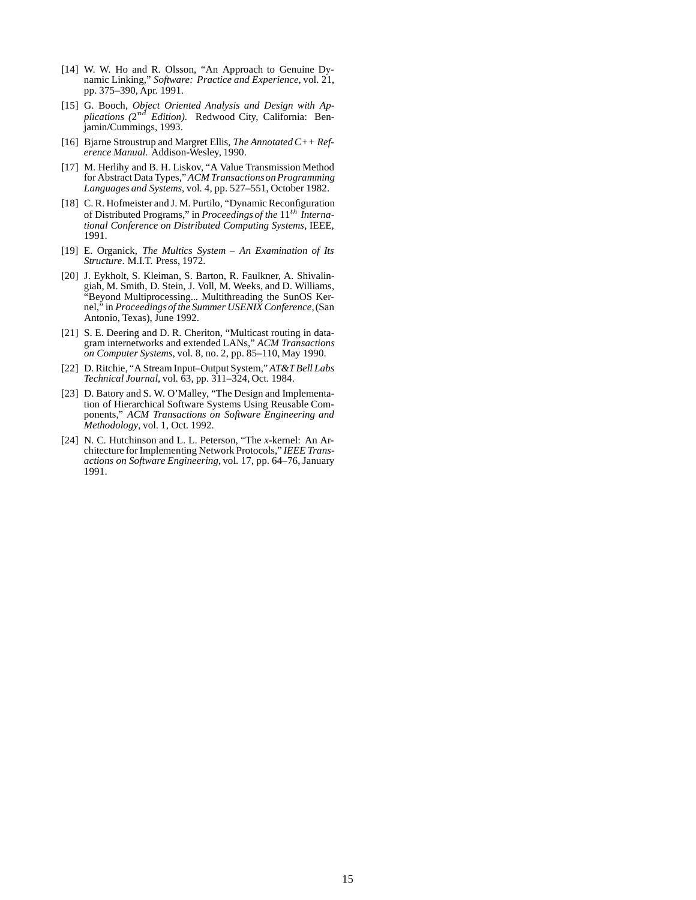[14] W. W. Ho and R. Olsson, "An Approach to Genuine Dynamic Linking," *Software: Practice and Experience*, vol. 21, pp. 375–390, Apr. 1991.

[15] G. Booch, *Object Oriented Analysis and Design with Applications (2$^{nd}$ Edition).* Redwood City, California: Benjamin/Cummings, 1993.

[16] Bjarne Stroustrup and Margret Ellis, *The Annotated C++ Reference Manual.* Addison-Wesley, 1990.

[17] M. Herlihy and B. H. Liskov, "A Value Transmission Method for Abstract Data Types," *ACM Transactions on Programming Languages and Systems*, vol. 4, pp. 527–551, October 1982.

[18] C. R. Hofmeister and J. M. Purtilo, "Dynamic Reconfiguration of Distributed Programs," in *Proceedings of the* 11$^{th}$ *International Conference on Distributed Computing Systems*, IEEE, 1991.

[19] E. Organick, *The Multics System – An Examination of Its Structure*. M.I.T. Press, 1972.

[20] J. Eykholt, S. Kleiman, S. Barton, R. Faulkner, A. Shivalingiah, M. Smith, D. Stein, J. Voll, M. Weeks, and D. Williams, "Beyond Multiprocessing... Multithreading the SunOS Kernel," in *Proceedings of the Summer USENIX Conference*, (San Antonio, Texas), June 1992.

[21] S. E. Deering and D. R. Cheriton, "Multicast routing in datagram internetworks and extended LANs," *ACM Transactions on Computer Systems*, vol. 8, no. 2, pp. 85–110, May 1990.

[22] D. Ritchie, "A Stream Input–Output System," *AT&T Bell Labs Technical Journal*, vol. 63, pp. 311–324, Oct. 1984.

[23] D. Batory and S. W. O'Malley, "The Design and Implementation of Hierarchical Software Systems Using Reusable Components," *ACM Transactions on Software Engineering and Methodology*, vol. 1, Oct. 1992.

[24] N. C. Hutchinson and L. L. Peterson, "The *x*-kernel: An Architecture for Implementing Network Protocols," *IEEE Transactions on Software Engineering*, vol. 17, pp. 64–76, January 1991.